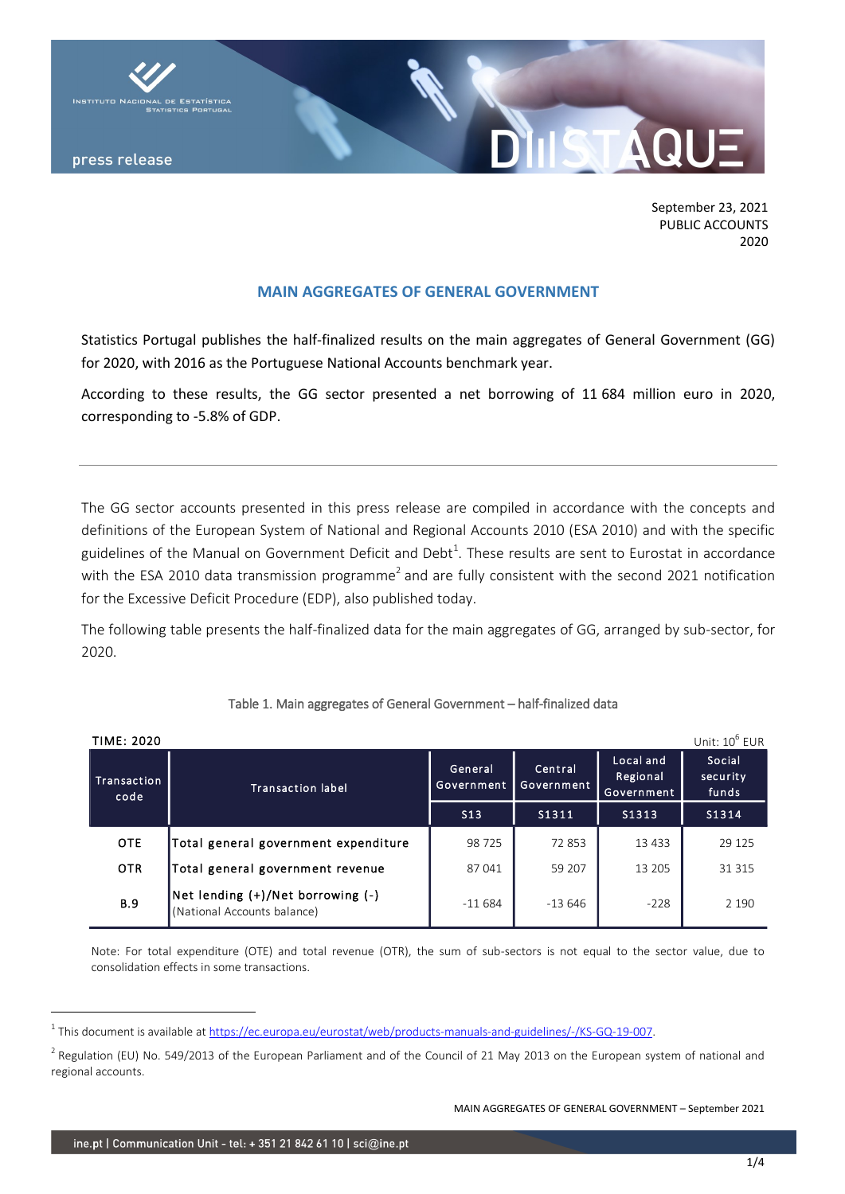September 23, 2021
PUBLIC ACCOUNTS
2020

# MAIN AGGREGATES OF GENERAL GOVERNMENT

Statistics Portugal publishes the half-finalized results on the main aggregates of General Government (GG) for 2020, with 2016 as the Portuguese National Accounts benchmark year.

According to these results, the GG sector presented a net borrowing of 11 684 million euro in 2020, corresponding to -5.8% of GDP.

---

The GG sector accounts presented in this press release are compiled in accordance with the concepts and definitions of the European System of National and Regional Accounts 2010 (ESA 2010) and with the specific guidelines of the Manual on Government Deficit and Debt[1]. These results are sent to Eurostat in accordance with the ESA 2010 data transmission programme[2] and are fully consistent with the second 2021 notification for the Excessive Deficit Procedure (EDP), also published today.

The following table presents the half-finalized data for the main aggregates of GG, arranged by sub-sector, for 2020.

Table 1. Main aggregates of General Government – half-finalized data

TIME: 2020 — Unit: $10^6$ EUR

| Transaction code | Transaction label | General Government | Central Government | Local and Regional Government | Social security funds |
|---|---|---|---|---|---|
| | | S13 | S1311 | S1313 | S1314 |
| OTE | Total general government expenditure | 98 725 | 72 853 | 13 433 | 29 125 |
| OTR | Total general government revenue | 87 041 | 59 207 | 13 205 | 31 315 |
| B.9 | Net lending (+)/Net borrowing (-) (National Accounts balance) | -11 684 | -13 646 | -228 | 2 190 |

Note: For total expenditure (OTE) and total revenue (OTR), the sum of sub-sectors is not equal to the sector value, due to consolidation effects in some transactions.

[1] This document is available at https://ec.europa.eu/eurostat/web/products-manuals-and-guidelines/-/KS-GQ-19-007.

[2] Regulation (EU) No. 549/2013 of the European Parliament and of the Council of 21 May 2013 on the European system of national and regional accounts.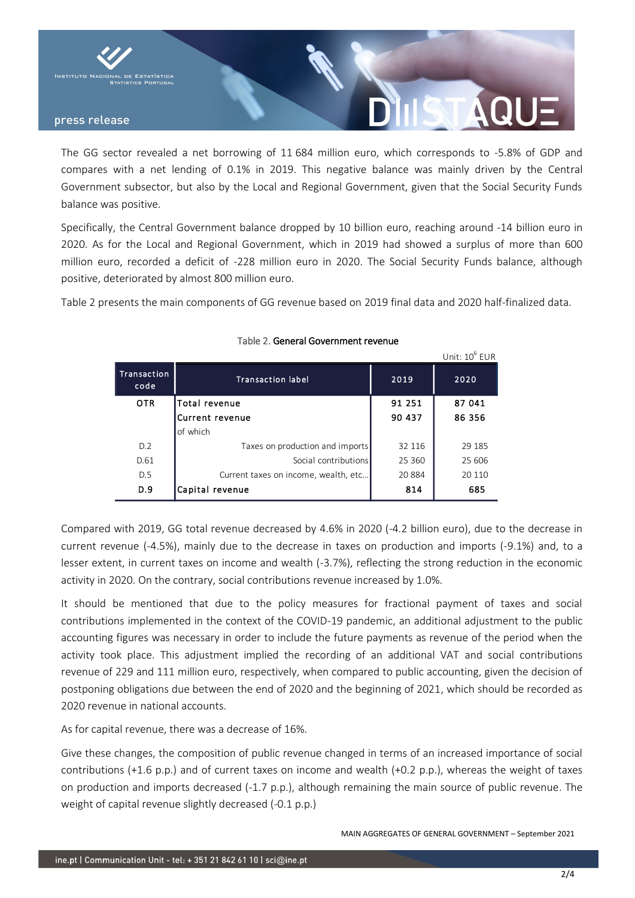The GG sector revealed a net borrowing of 11 684 million euro, which corresponds to -5.8% of GDP and compares with a net lending of 0.1% in 2019. This negative balance was mainly driven by the Central Government subsector, but also by the Local and Regional Government, given that the Social Security Funds balance was positive.

Specifically, the Central Government balance dropped by 10 billion euro, reaching around -14 billion euro in 2020. As for the Local and Regional Government, which in 2019 had showed a surplus of more than 600 million euro, recorded a deficit of -228 million euro in 2020. The Social Security Funds balance, although positive, deteriorated by almost 800 million euro.

Table 2 presents the main components of GG revenue based on 2019 final data and 2020 half-finalized data.

Table 2. **General Government revenue**

Unit: $10^6$ EUR

| Transaction code | Transaction label | 2019 | 2020 |
|---|---|---|---|
| **OTR** | **Total revenue** | **91 251** | **87 041** |
| | **Current revenue** | **90 437** | **86 356** |
| | of which | | |
| D.2 | Taxes on production and imports | 32 116 | 29 185 |
| D.61 | Social contributions | 25 360 | 25 606 |
| D.5 | Current taxes on income, wealth, etc… | 20 884 | 20 110 |
| **D.9** | **Capital revenue** | **814** | **685** |

Compared with 2019, GG total revenue decreased by 4.6% in 2020 (-4.2 billion euro), due to the decrease in current revenue (-4.5%), mainly due to the decrease in taxes on production and imports (-9.1%) and, to a lesser extent, in current taxes on income and wealth (-3.7%), reflecting the strong reduction in the economic activity in 2020. On the contrary, social contributions revenue increased by 1.0%.

It should be mentioned that due to the policy measures for fractional payment of taxes and social contributions implemented in the context of the COVID-19 pandemic, an additional adjustment to the public accounting figures was necessary in order to include the future payments as revenue of the period when the activity took place. This adjustment implied the recording of an additional VAT and social contributions revenue of 229 and 111 million euro, respectively, when compared to public accounting, given the decision of postponing obligations due between the end of 2020 and the beginning of 2021, which should be recorded as 2020 revenue in national accounts.

As for capital revenue, there was a decrease of 16%.

Give these changes, the composition of public revenue changed in terms of an increased importance of social contributions (+1.6 p.p.) and of current taxes on income and wealth (+0.2 p.p.), whereas the weight of taxes on production and imports decreased (-1.7 p.p.), although remaining the main source of public revenue. The weight of capital revenue slightly decreased (-0.1 p.p.)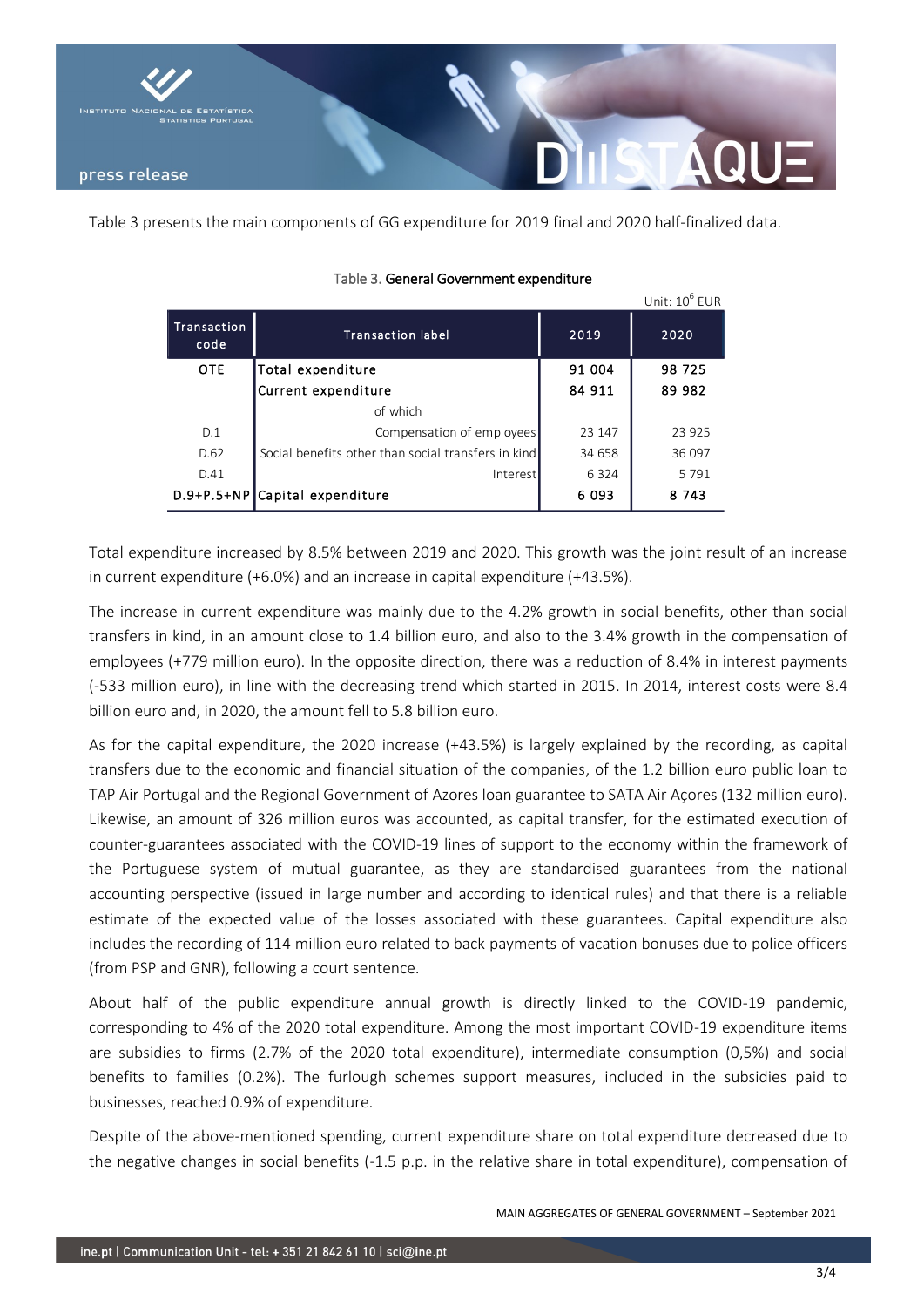Table 3 presents the main components of GG expenditure for 2019 final and 2020 half-finalized data.

Table 3. General Government expenditure

Unit: $10^6$ EUR

| Transaction code | Transaction label | 2019 | 2020 |
|---|---|---|---|
| **OTE** | **Total expenditure** | **91 004** | **98 725** |
| | **Current expenditure** | **84 911** | **89 982** |
| | of which | | |
| D.1 | Compensation of employees | 23 147 | 23 925 |
| D.62 | Social benefits other than social transfers in kind | 34 658 | 36 097 |
| D.41 | Interest | 6 324 | 5 791 |
| **D.9+P.5+NP** | **Capital expenditure** | **6 093** | **8 743** |

Total expenditure increased by 8.5% between 2019 and 2020. This growth was the joint result of an increase in current expenditure (+6.0%) and an increase in capital expenditure (+43.5%).

The increase in current expenditure was mainly due to the 4.2% growth in social benefits, other than social transfers in kind, in an amount close to 1.4 billion euro, and also to the 3.4% growth in the compensation of employees (+779 million euro). In the opposite direction, there was a reduction of 8.4% in interest payments (-533 million euro), in line with the decreasing trend which started in 2015. In 2014, interest costs were 8.4 billion euro and, in 2020, the amount fell to 5.8 billion euro.

As for the capital expenditure, the 2020 increase (+43.5%) is largely explained by the recording, as capital transfers due to the economic and financial situation of the companies, of the 1.2 billion euro public loan to TAP Air Portugal and the Regional Government of Azores loan guarantee to SATA Air Açores (132 million euro). Likewise, an amount of 326 million euros was accounted, as capital transfer, for the estimated execution of counter-guarantees associated with the COVID-19 lines of support to the economy within the framework of the Portuguese system of mutual guarantee, as they are standardised guarantees from the national accounting perspective (issued in large number and according to identical rules) and that there is a reliable estimate of the expected value of the losses associated with these guarantees. Capital expenditure also includes the recording of 114 million euro related to back payments of vacation bonuses due to police officers (from PSP and GNR), following a court sentence.

About half of the public expenditure annual growth is directly linked to the COVID-19 pandemic, corresponding to 4% of the 2020 total expenditure. Among the most important COVID-19 expenditure items are subsidies to firms (2.7% of the 2020 total expenditure), intermediate consumption (0,5%) and social benefits to families (0.2%). The furlough schemes support measures, included in the subsidies paid to businesses, reached 0.9% of expenditure.

Despite of the above-mentioned spending, current expenditure share on total expenditure decreased due to the negative changes in social benefits (-1.5 p.p. in the relative share in total expenditure), compensation of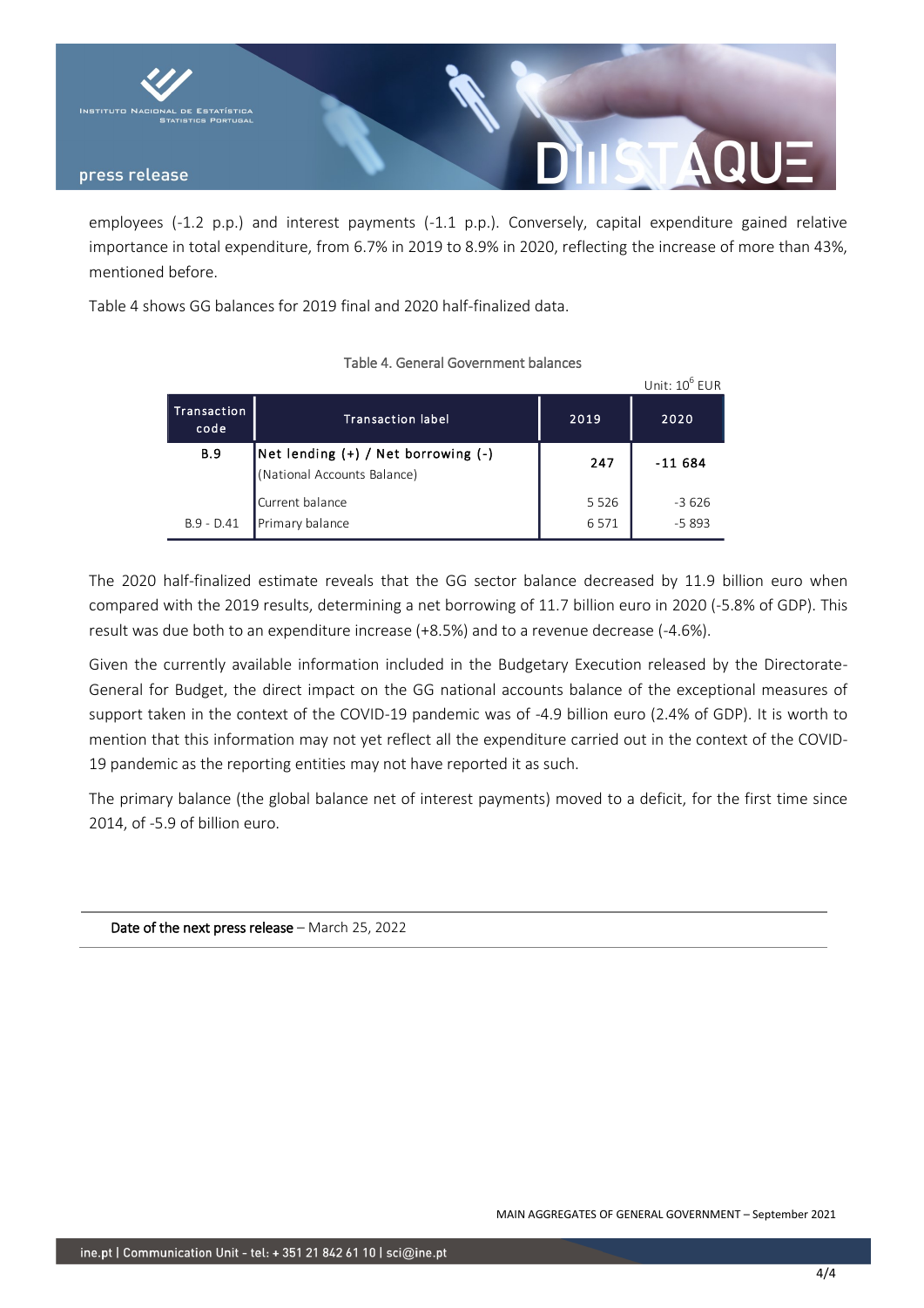employees (-1.2 p.p.) and interest payments (-1.1 p.p.). Conversely, capital expenditure gained relative importance in total expenditure, from 6.7% in 2019 to 8.9% in 2020, reflecting the increase of more than 43%, mentioned before.

Table 4 shows GG balances for 2019 final and 2020 half-finalized data.

Table 4. General Government balances

Unit: $10^6$ EUR

| Transaction code | Transaction label | 2019 | 2020 |
|---|---|---|---|
| **B.9** | **Net lending (+) / Net borrowing (-)** (National Accounts Balance) | **247** | **-11 684** |
| | Current balance | 5 526 | -3 626 |
| B.9 - D.41 | Primary balance | 6 571 | -5 893 |

The 2020 half-finalized estimate reveals that the GG sector balance decreased by 11.9 billion euro when compared with the 2019 results, determining a net borrowing of 11.7 billion euro in 2020 (-5.8% of GDP). This result was due both to an expenditure increase (+8.5%) and to a revenue decrease (-4.6%).

Given the currently available information included in the Budgetary Execution released by the Directorate-General for Budget, the direct impact on the GG national accounts balance of the exceptional measures of support taken in the context of the COVID-19 pandemic was of -4.9 billion euro (2.4% of GDP). It is worth to mention that this information may not yet reflect all the expenditure carried out in the context of the COVID-19 pandemic as the reporting entities may not have reported it as such.

The primary balance (the global balance net of interest payments) moved to a deficit, for the first time since 2014, of -5.9 of billion euro.

**Date of the next press release** – March 25, 2022